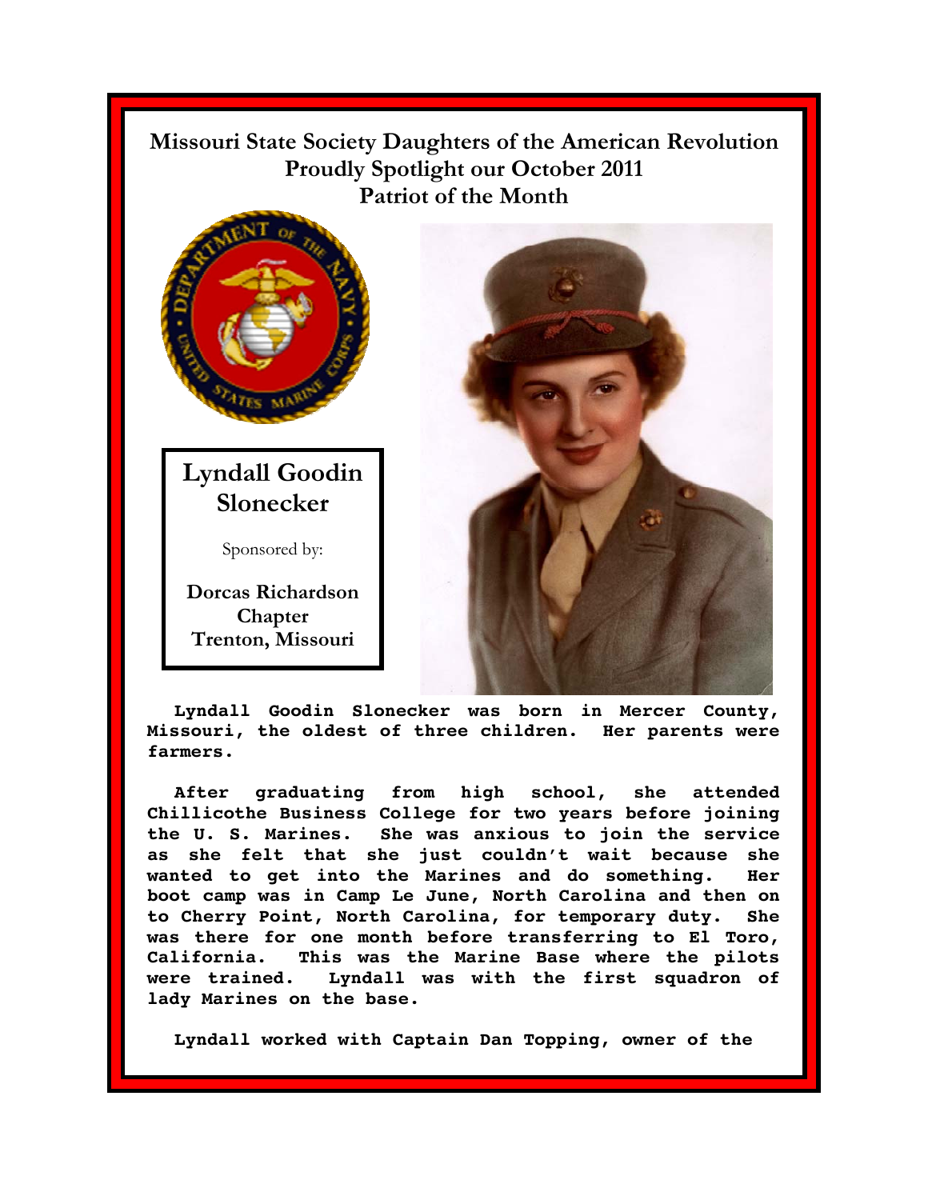# Missouri State Society Daughters of the American Revolution Proudly Spotlight our October 2011 Patriot of the Month

## Lyndall Goodin Slonecker

Sponsored by:

**Dorcas Richardson Chapter
Trenton, Missouri**

Lyndall Goodin Slonecker was born in Mercer County, Missouri, the oldest of three children. Her parents were farmers.

After graduating from high school, she attended Chillicothe Business College for two years before joining the U. S. Marines. She was anxious to join the service as she felt that she just couldn't wait because she wanted to get into the Marines and do something. Her boot camp was in Camp Le June, North Carolina and then on to Cherry Point, North Carolina, for temporary duty. She was there for one month before transferring to El Toro, California. This was the Marine Base where the pilots were trained. Lyndall was with the first squadron of lady Marines on the base.

Lyndall worked with Captain Dan Topping, owner of the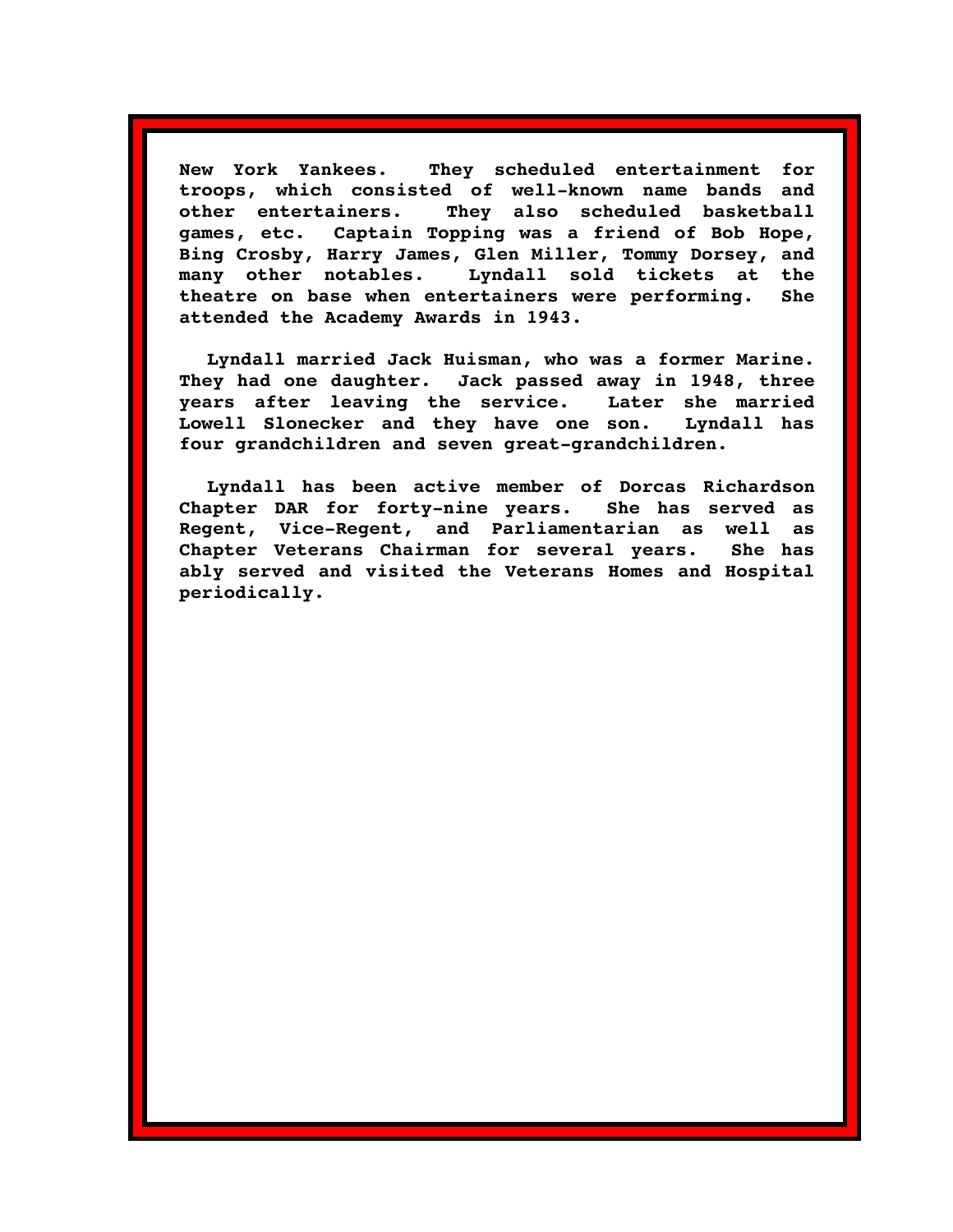**New York Yankees. They scheduled entertainment for troops, which consisted of well-known name bands and other entertainers. They also scheduled basketball games, etc. Captain Topping was a friend of Bob Hope, Bing Crosby, Harry James, Glen Miller, Tommy Dorsey, and many other notables. Lyndall sold tickets at the theatre on base when entertainers were performing. She attended the Academy Awards in 1943.**

**Lyndall married Jack Huisman, who was a former Marine. They had one daughter. Jack passed away in 1948, three years after leaving the service. Later she married Lowell Slonecker and they have one son. Lyndall has four grandchildren and seven great-grandchildren.**

**Lyndall has been active member of Dorcas Richardson Chapter DAR for forty-nine years. She has served as Regent, Vice-Regent, and Parliamentarian as well as Chapter Veterans Chairman for several years. She has ably served and visited the Veterans Homes and Hospital periodically.**